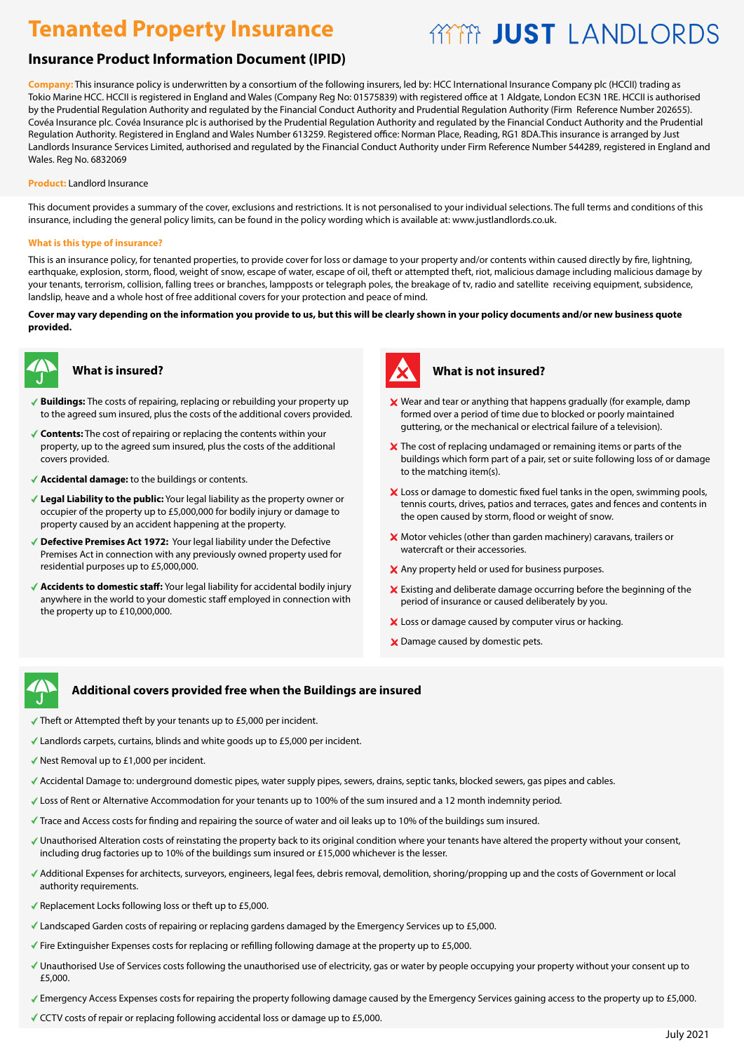# Tenanted Property Insurance

JUST LANDLORDS

## Insurance Product Information Document (IPID)

**Company:** This insurance policy is underwritten by a consortium of the following insurers, led by: HCC International Insurance Company plc (HCCII) trading as Tokio Marine HCC. HCCII is registered in England and Wales (Company Reg No: 01575839) with registered office at 1 Aldgate, London EC3N 1RE. HCCII is authorised by the Prudential Regulation Authority and regulated by the Financial Conduct Authority and Prudential Regulation Authority (Firm Reference Number 202655). Covéa Insurance plc. Covéa Insurance plc is authorised by the Prudential Regulation Authority and regulated by the Financial Conduct Authority and the Prudential Regulation Authority. Registered in England and Wales Number 613259. Registered office: Norman Place, Reading, RG1 8DA.This insurance is arranged by Just Landlords Insurance Services Limited, authorised and regulated by the Financial Conduct Authority under Firm Reference Number 544289, registered in England and Wales. Reg No. 6832069

**Product:** Landlord Insurance

This document provides a summary of the cover, exclusions and restrictions. It is not personalised to your individual selections. The full terms and conditions of this insurance, including the general policy limits, can be found in the policy wording which is available at: www.justlandlords.co.uk.

**What is this type of insurance?**

This is an insurance policy, for tenanted properties, to provide cover for loss or damage to your property and/or contents within caused directly by fire, lightning, earthquake, explosion, storm, flood, weight of snow, escape of water, escape of oil, theft or attempted theft, riot, malicious damage including malicious damage by your tenants, terrorism, collision, falling trees or branches, lampposts or telegraph poles, the breakage of tv, radio and satellite receiving equipment, subsidence, landslip, heave and a whole host of free additional covers for your protection and peace of mind.

**Cover may vary depending on the information you provide to us, but this will be clearly shown in your policy documents and/or new business quote provided.**

### What is insured?

- ✓ **Buildings:** The costs of repairing, replacing or rebuilding your property up to the agreed sum insured, plus the costs of the additional covers provided.
- ✓ **Contents:** The cost of repairing or replacing the contents within your property, up to the agreed sum insured, plus the costs of the additional covers provided.
- ✓ **Accidental damage:** to the buildings or contents.
- ✓ **Legal Liability to the public:** Your legal liability as the property owner or occupier of the property up to £5,000,000 for bodily injury or damage to property caused by an accident happening at the property.
- ✓ **Defective Premises Act 1972:** Your legal liability under the Defective Premises Act in connection with any previously owned property used for residential purposes up to £5,000,000.
- ✓ **Accidents to domestic staff:** Your legal liability for accidental bodily injury anywhere in the world to your domestic staff employed in connection with the property up to £10,000,000.

### What is not insured?

- ✗ Wear and tear or anything that happens gradually (for example, damp formed over a period of time due to blocked or poorly maintained guttering, or the mechanical or electrical failure of a television).
- ✗ The cost of replacing undamaged or remaining items or parts of the buildings which form part of a pair, set or suite following loss of or damage to the matching item(s).
- ✗ Loss or damage to domestic fixed fuel tanks in the open, swimming pools, tennis courts, drives, patios and terraces, gates and fences and contents in the open caused by storm, flood or weight of snow.
- ✗ Motor vehicles (other than garden machinery) caravans, trailers or watercraft or their accessories.
- ✗ Any property held or used for business purposes.
- ✗ Existing and deliberate damage occurring before the beginning of the period of insurance or caused deliberately by you.
- ✗ Loss or damage caused by computer virus or hacking.
- ✗ Damage caused by domestic pets.

### Additional covers provided free when the Buildings are insured

- ✓ Theft or Attempted theft by your tenants up to £5,000 per incident.
- ✓ Landlords carpets, curtains, blinds and white goods up to £5,000 per incident.
- ✓ Nest Removal up to £1,000 per incident.
- ✓ Accidental Damage to: underground domestic pipes, water supply pipes, sewers, drains, septic tanks, blocked sewers, gas pipes and cables.
- ✓ Loss of Rent or Alternative Accommodation for your tenants up to 100% of the sum insured and a 12 month indemnity period.
- ✓ Trace and Access costs for finding and repairing the source of water and oil leaks up to 10% of the buildings sum insured.
- ✓ Unauthorised Alteration costs of reinstating the property back to its original condition where your tenants have altered the property without your consent, including drug factories up to 10% of the buildings sum insured or £15,000 whichever is the lesser.
- ✓ Additional Expenses for architects, surveyors, engineers, legal fees, debris removal, demolition, shoring/propping up and the costs of Government or local authority requirements.
- ✓ Replacement Locks following loss or theft up to £5,000.
- ✓ Landscaped Garden costs of repairing or replacing gardens damaged by the Emergency Services up to £5,000.
- ✓ Fire Extinguisher Expenses costs for replacing or refilling following damage at the property up to £5,000.
- ✓ Unauthorised Use of Services costs following the unauthorised use of electricity, gas or water by people occupying your property without your consent up to £5,000.
- ✓ Emergency Access Expenses costs for repairing the property following damage caused by the Emergency Services gaining access to the property up to £5,000.
- ✓ CCTV costs of repair or replacing following accidental loss or damage up to £5,000.

July 2021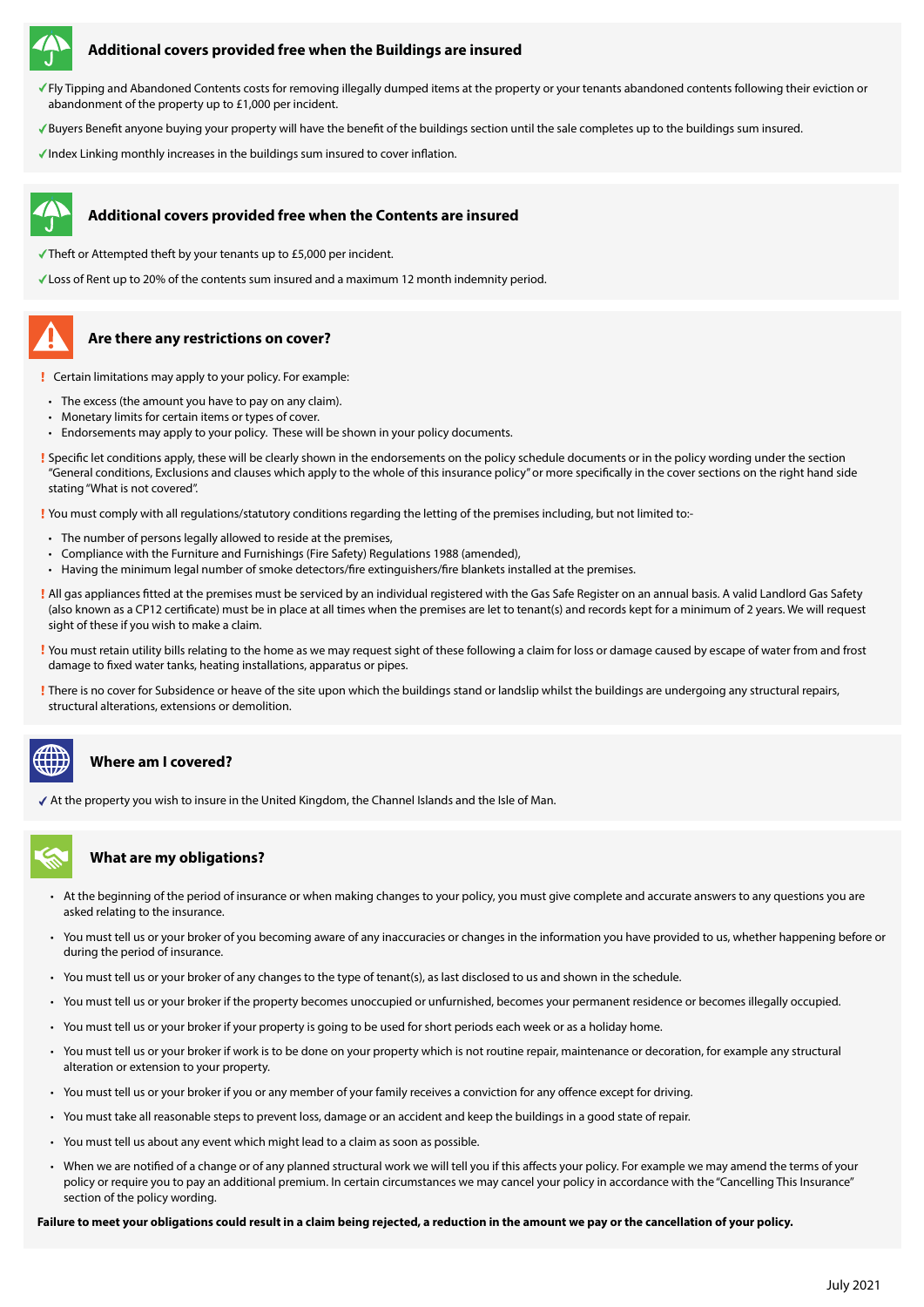## Additional covers provided free when the Buildings are insured

- ✓ Fly Tipping and Abandoned Contents costs for removing illegally dumped items at the property or your tenants abandoned contents following their eviction or abandonment of the property up to £1,000 per incident.
- ✓ Buyers Benefit anyone buying your property will have the benefit of the buildings section until the sale completes up to the buildings sum insured.
- ✓ Index Linking monthly increases in the buildings sum insured to cover inflation.

## Additional covers provided free when the Contents are insured

- ✓ Theft or Attempted theft by your tenants up to £5,000 per incident.
- ✓ Loss of Rent up to 20% of the contents sum insured and a maximum 12 month indemnity period.

## Are there any restrictions on cover?

! Certain limitations may apply to your policy. For example:

- The excess (the amount you have to pay on any claim).
- Monetary limits for certain items or types of cover.
- Endorsements may apply to your policy. These will be shown in your policy documents.

! Specific let conditions apply, these will be clearly shown in the endorsements on the policy schedule documents or in the policy wording under the section "General conditions, Exclusions and clauses which apply to the whole of this insurance policy" or more specifically in the cover sections on the right hand side stating "What is not covered".

! You must comply with all regulations/statutory conditions regarding the letting of the premises including, but not limited to:-

- The number of persons legally allowed to reside at the premises,
- Compliance with the Furniture and Furnishings (Fire Safety) Regulations 1988 (amended),
- Having the minimum legal number of smoke detectors/fire extinguishers/fire blankets installed at the premises.

! All gas appliances fitted at the premises must be serviced by an individual registered with the Gas Safe Register on an annual basis. A valid Landlord Gas Safety (also known as a CP12 certificate) must be in place at all times when the premises are let to tenant(s) and records kept for a minimum of 2 years. We will request sight of these if you wish to make a claim.

! You must retain utility bills relating to the home as we may request sight of these following a claim for loss or damage caused by escape of water from and frost damage to fixed water tanks, heating installations, apparatus or pipes.

! There is no cover for Subsidence or heave of the site upon which the buildings stand or landslip whilst the buildings are undergoing any structural repairs, structural alterations, extensions or demolition.

## Where am I covered?

✓ At the property you wish to insure in the United Kingdom, the Channel Islands and the Isle of Man.

## What are my obligations?

- At the beginning of the period of insurance or when making changes to your policy, you must give complete and accurate answers to any questions you are asked relating to the insurance.
- You must tell us or your broker of you becoming aware of any inaccuracies or changes in the information you have provided to us, whether happening before or during the period of insurance.
- You must tell us or your broker of any changes to the type of tenant(s), as last disclosed to us and shown in the schedule.
- You must tell us or your broker if the property becomes unoccupied or unfurnished, becomes your permanent residence or becomes illegally occupied.
- You must tell us or your broker if your property is going to be used for short periods each week or as a holiday home.
- You must tell us or your broker if work is to be done on your property which is not routine repair, maintenance or decoration, for example any structural alteration or extension to your property.
- You must tell us or your broker if you or any member of your family receives a conviction for any offence except for driving.
- You must take all reasonable steps to prevent loss, damage or an accident and keep the buildings in a good state of repair.
- You must tell us about any event which might lead to a claim as soon as possible.
- When we are notified of a change or of any planned structural work we will tell you if this affects your policy. For example we may amend the terms of your policy or require you to pay an additional premium. In certain circumstances we may cancel your policy in accordance with the "Cancelling This Insurance" section of the policy wording.

**Failure to meet your obligations could result in a claim being rejected, a reduction in the amount we pay or the cancellation of your policy.**

July 2021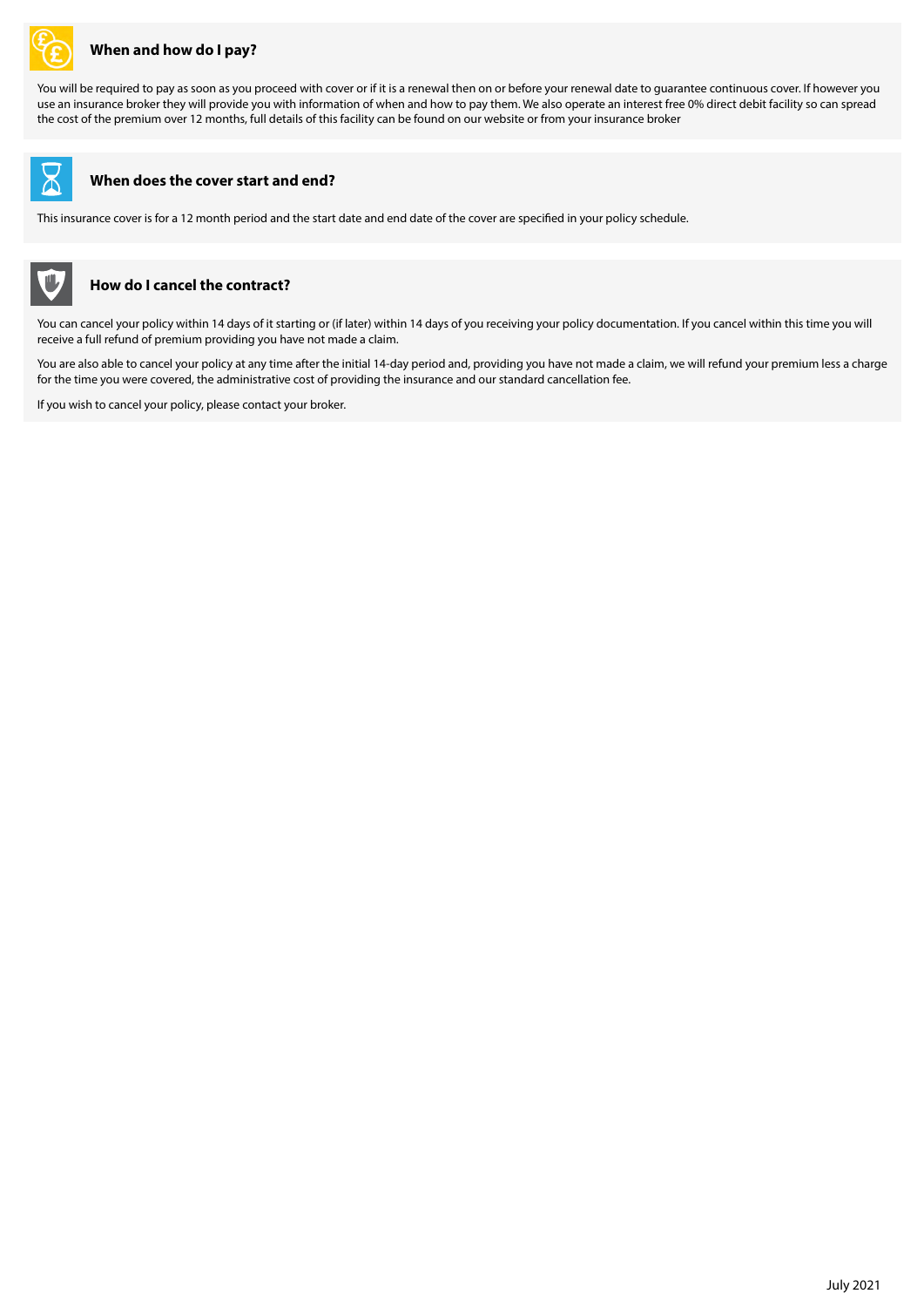## When and how do I pay?

You will be required to pay as soon as you proceed with cover or if it is a renewal then on or before your renewal date to guarantee continuous cover. If however you use an insurance broker they will provide you with information of when and how to pay them. We also operate an interest free 0% direct debit facility so can spread the cost of the premium over 12 months, full details of this facility can be found on our website or from your insurance broker

## When does the cover start and end?

This insurance cover is for a 12 month period and the start date and end date of the cover are specified in your policy schedule.

## How do I cancel the contract?

You can cancel your policy within 14 days of it starting or (if later) within 14 days of you receiving your policy documentation. If you cancel within this time you will receive a full refund of premium providing you have not made a claim.

You are also able to cancel your policy at any time after the initial 14-day period and, providing you have not made a claim, we will refund your premium less a charge for the time you were covered, the administrative cost of providing the insurance and our standard cancellation fee.

If you wish to cancel your policy, please contact your broker.

July 2021